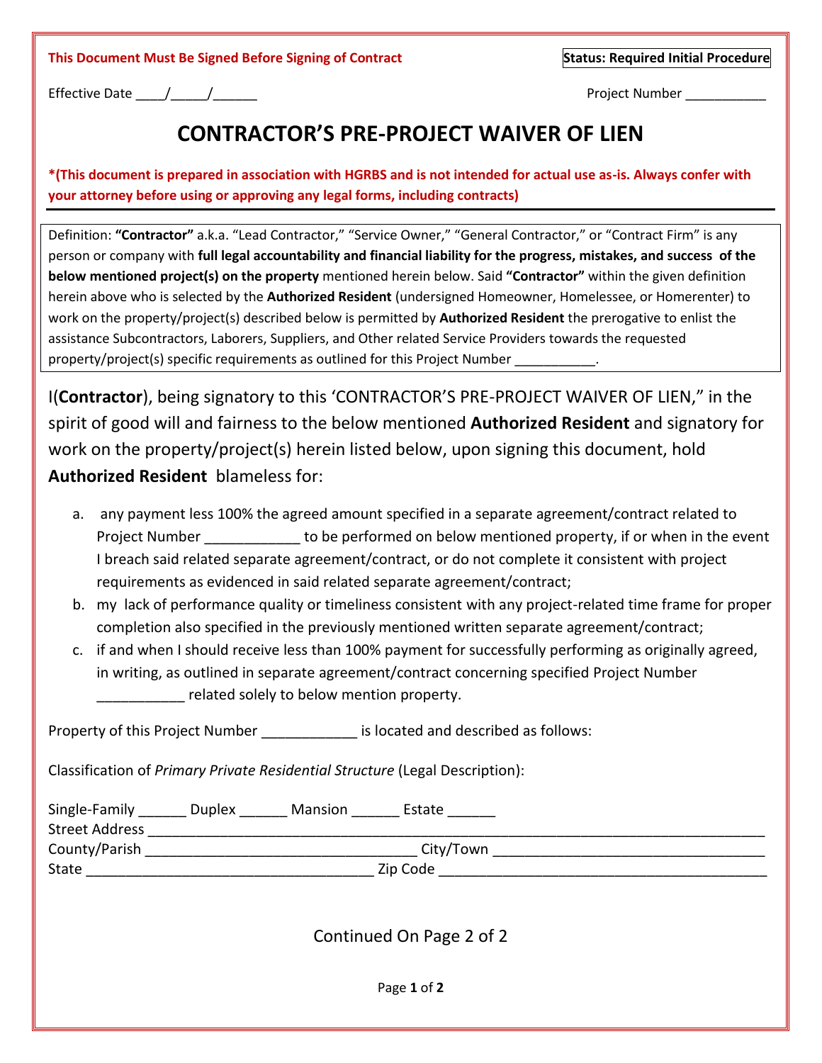**This Document Must Be Signed Before Signing of Contract**

**Status: Required Initial Procedure**

Effective Date ____/_____/______

Project Number ___________

# CONTRACTOR'S PRE-PROJECT WAIVER OF LIEN

***(This document is prepared in association with HGRBS and is not intended for actual use as-is. Always confer with your attorney before using or approving any legal forms, including contracts)**

Definition: **"Contractor"** a.k.a. "Lead Contractor," "Service Owner," "General Contractor," or "Contract Firm" is any person or company with **full legal accountability and financial liability for the progress, mistakes, and success of the below mentioned project(s) on the property** mentioned herein below. Said **"Contractor"** within the given definition herein above who is selected by the **Authorized Resident** (undersigned Homeowner, Homelessee, or Homerenter) to work on the property/project(s) described below is permitted by **Authorized Resident** the prerogative to enlist the assistance Subcontractors, Laborers, Suppliers, and Other related Service Providers towards the requested property/project(s) specific requirements as outlined for this Project Number ___________.

I(**Contractor**), being signatory to this 'CONTRACTOR'S PRE-PROJECT WAIVER OF LIEN," in the spirit of good will and fairness to the below mentioned **Authorized Resident** and signatory for work on the property/project(s) herein listed below, upon signing this document, hold **Authorized Resident** blameless for:

a. any payment less 100% the agreed amount specified in a separate agreement/contract related to Project Number ____________ to be performed on below mentioned property, if or when in the event I breach said related separate agreement/contract, or do not complete it consistent with project requirements as evidenced in said related separate agreement/contract;
b. my lack of performance quality or timeliness consistent with any project-related time frame for proper completion also specified in the previously mentioned written separate agreement/contract;
c. if and when I should receive less than 100% payment for successfully performing as originally agreed, in writing, as outlined in separate agreement/contract concerning specified Project Number ___________ related solely to below mention property.

Property of this Project Number ____________ is located and described as follows:

Classification of *Primary Private Residential Structure* (Legal Description):

Single-Family ______ Duplex ______ Mansion ______ Estate ______
Street Address ________________________________________________________________________________
County/Parish __________________________________ City/Town __________________________________
State ____________________________________ Zip Code _________________________________________

Continued On Page 2 of 2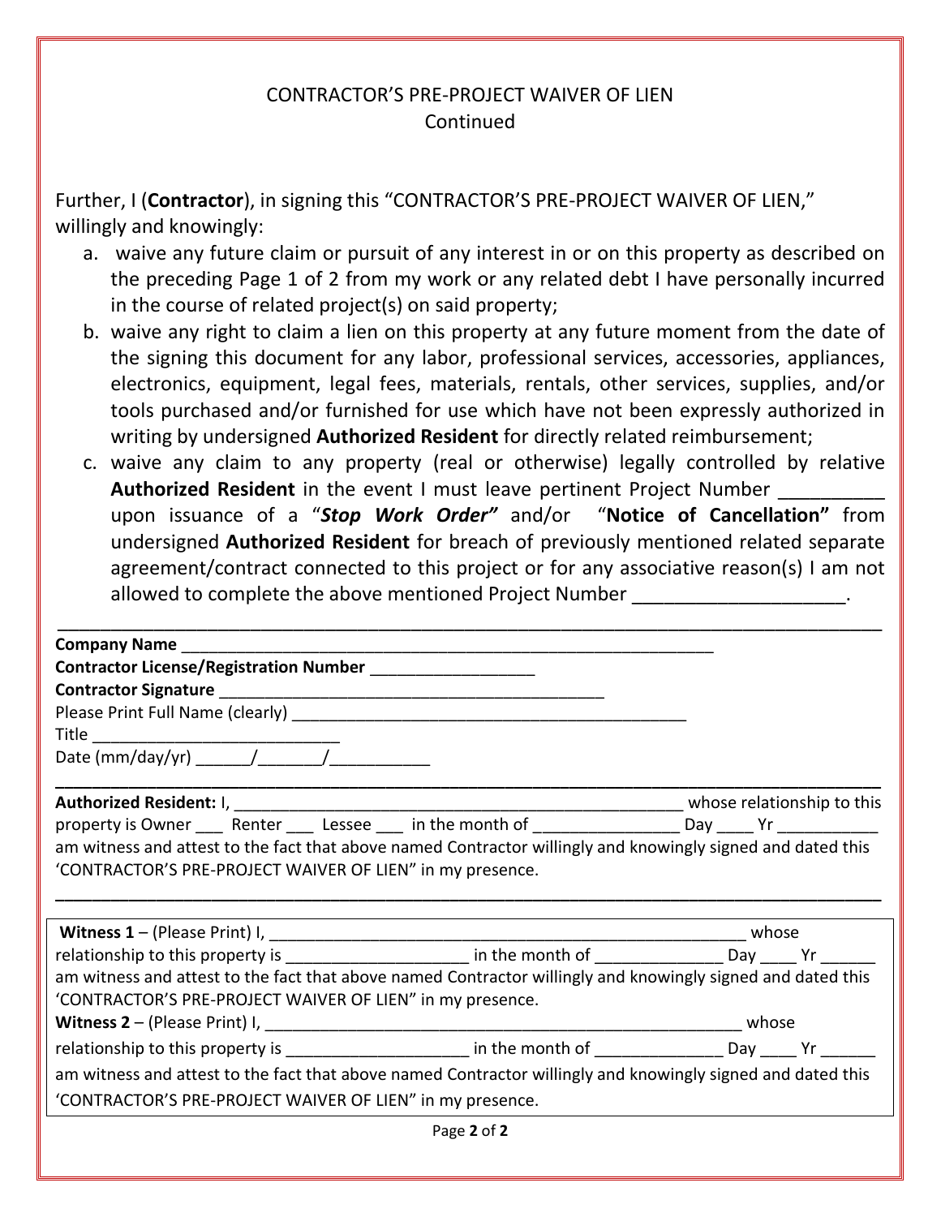# CONTRACTOR'S PRE-PROJECT WAIVER OF LIEN
Continued

Further, I (**Contractor**), in signing this "CONTRACTOR'S PRE-PROJECT WAIVER OF LIEN," willingly and knowingly:

a. waive any future claim or pursuit of any interest in or on this property as described on the preceding Page 1 of 2 from my work or any related debt I have personally incurred in the course of related project(s) on said property;
b. waive any right to claim a lien on this property at any future moment from the date of the signing this document for any labor, professional services, accessories, appliances, electronics, equipment, legal fees, materials, rentals, other services, supplies, and/or tools purchased and/or furnished for use which have not been expressly authorized in writing by undersigned **Authorized Resident** for directly related reimbursement;
c. waive any claim to any property (real or otherwise) legally controlled by relative **Authorized Resident** in the event I must leave pertinent Project Number __________ upon issuance of a "***Stop Work Order"*** and/or "**Notice of Cancellation"** from undersigned **Authorized Resident** for breach of previously mentioned related separate agreement/contract connected to this project or for any associative reason(s) I am not allowed to complete the above mentioned Project Number ____________________.

---

**Company Name** ______________________________________________________________

**Contractor License/Registration Number** __________________

**Contractor Signature** ___________________________________________

Please Print Full Name (clearly) _____________________________________________

Title ___________________________

Date (mm/day/yr) ______/_______/___________

---

**Authorized Resident:** I, ____________________________________________________ whose relationship to this property is Owner ___ Renter ___ Lessee ___ in the month of ________________ Day ____ Yr ___________ am witness and attest to the fact that above named Contractor willingly and knowingly signed and dated this 'CONTRACTOR'S PRE-PROJECT WAIVER OF LIEN" in my presence.

---

**Witness 1** – (Please Print) I, ______________________________________________________ whose relationship to this property is ____________________ in the month of ______________ Day ____ Yr ______ am witness and attest to the fact that above named Contractor willingly and knowingly signed and dated this 'CONTRACTOR'S PRE-PROJECT WAIVER OF LIEN" in my presence.

**Witness 2** – (Please Print) I, ______________________________________________________ whose relationship to this property is ____________________ in the month of ______________ Day ____ Yr ______ am witness and attest to the fact that above named Contractor willingly and knowingly signed and dated this 'CONTRACTOR'S PRE-PROJECT WAIVER OF LIEN" in my presence.